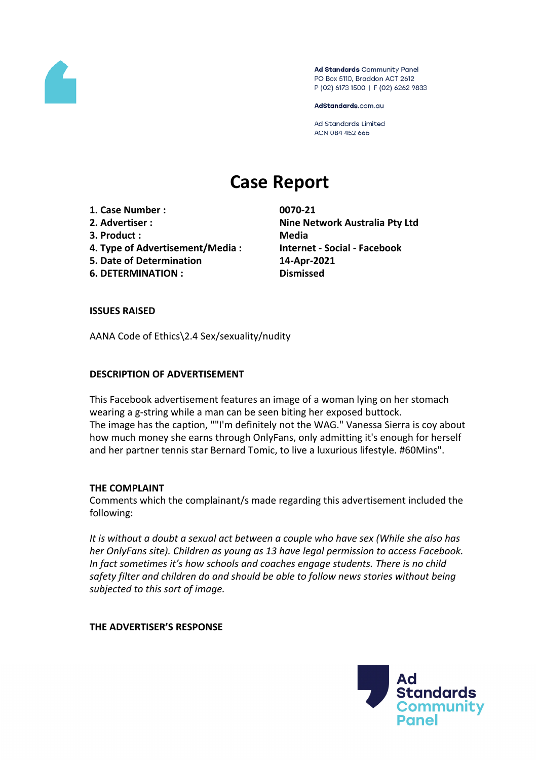Ad Standards Community Panel
PO Box 5110, Braddon ACT 2612
P (02) 6173 1500 | F (02) 6262 9833

AdStandards.com.au

Ad Standards Limited
ACN 084 452 666

# Case Report

| | |
|---|---|
| **1. Case Number :** | **0070-21** |
| **2. Advertiser :** | **Nine Network Australia Pty Ltd** |
| **3. Product :** | **Media** |
| **4. Type of Advertisement/Media :** | **Internet - Social - Facebook** |
| **5. Date of Determination** | **14-Apr-2021** |
| **6. DETERMINATION :** | **Dismissed** |

**ISSUES RAISED**

AANA Code of Ethics\2.4 Sex/sexuality/nudity

**DESCRIPTION OF ADVERTISEMENT**

This Facebook advertisement features an image of a woman lying on her stomach wearing a g-string while a man can be seen biting her exposed buttock.
The image has the caption, ""I'm definitely not the WAG." Vanessa Sierra is coy about how much money she earns through OnlyFans, only admitting it's enough for herself and her partner tennis star Bernard Tomic, to live a luxurious lifestyle. #60Mins".

**THE COMPLAINT**
Comments which the complainant/s made regarding this advertisement included the following:

*It is without a doubt a sexual act between a couple who have sex (While she also has her OnlyFans site). Children as young as 13 have legal permission to access Facebook. In fact sometimes it's how schools and coaches engage students. There is no child safety filter and children do and should be able to follow news stories without being subjected to this sort of image.*

**THE ADVERTISER'S RESPONSE**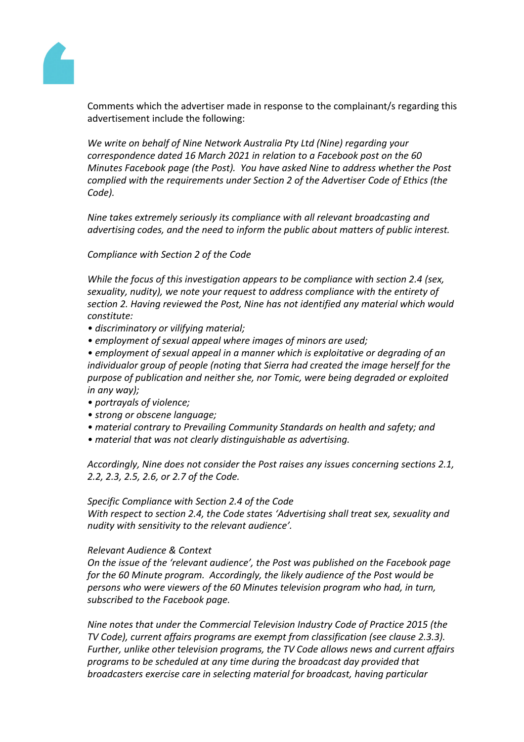Comments which the advertiser made in response to the complainant/s regarding this advertisement include the following:

*We write on behalf of Nine Network Australia Pty Ltd (Nine) regarding your correspondence dated 16 March 2021 in relation to a Facebook post on the 60 Minutes Facebook page (the Post). You have asked Nine to address whether the Post complied with the requirements under Section 2 of the Advertiser Code of Ethics (the Code).*

*Nine takes extremely seriously its compliance with all relevant broadcasting and advertising codes, and the need to inform the public about matters of public interest.*

*Compliance with Section 2 of the Code*

*While the focus of this investigation appears to be compliance with section 2.4 (sex, sexuality, nudity), we note your request to address compliance with the entirety of section 2. Having reviewed the Post, Nine has not identified any material which would constitute:*

- *discriminatory or vilifying material;*
- *employment of sexual appeal where images of minors are used;*
- *employment of sexual appeal in a manner which is exploitative or degrading of an individualor group of people (noting that Sierra had created the image herself for the purpose of publication and neither she, nor Tomic, were being degraded or exploited in any way);*
- *portrayals of violence;*
- *strong or obscene language;*
- *material contrary to Prevailing Community Standards on health and safety; and*
- *material that was not clearly distinguishable as advertising.*

*Accordingly, Nine does not consider the Post raises any issues concerning sections 2.1, 2.2, 2.3, 2.5, 2.6, or 2.7 of the Code.*

*Specific Compliance with Section 2.4 of the Code*
*With respect to section 2.4, the Code states 'Advertising shall treat sex, sexuality and nudity with sensitivity to the relevant audience'.*

*Relevant Audience & Context*
*On the issue of the 'relevant audience', the Post was published on the Facebook page for the 60 Minute program. Accordingly, the likely audience of the Post would be persons who were viewers of the 60 Minutes television program who had, in turn, subscribed to the Facebook page.*

*Nine notes that under the Commercial Television Industry Code of Practice 2015 (the TV Code), current affairs programs are exempt from classification (see clause 2.3.3). Further, unlike other television programs, the TV Code allows news and current affairs programs to be scheduled at any time during the broadcast day provided that broadcasters exercise care in selecting material for broadcast, having particular*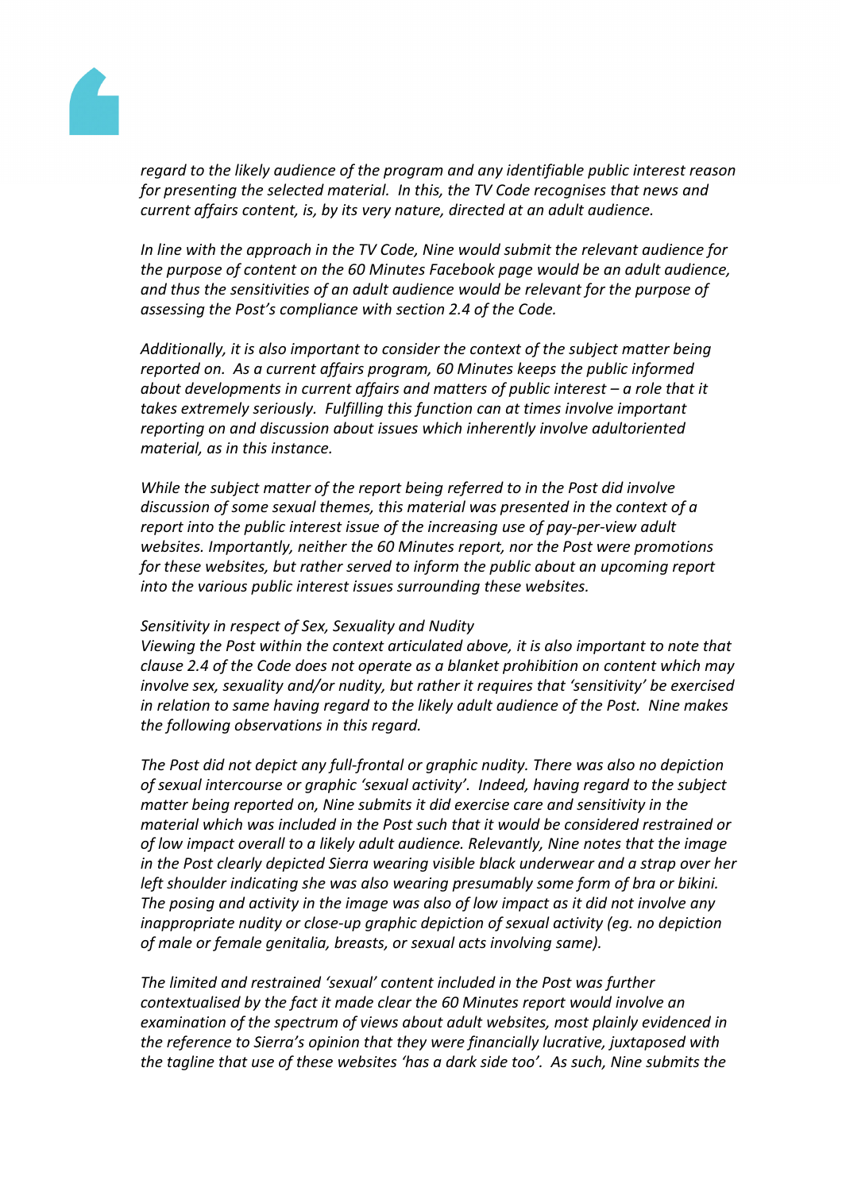*regard to the likely audience of the program and any identifiable public interest reason for presenting the selected material. In this, the TV Code recognises that news and current affairs content, is, by its very nature, directed at an adult audience.*

*In line with the approach in the TV Code, Nine would submit the relevant audience for the purpose of content on the 60 Minutes Facebook page would be an adult audience, and thus the sensitivities of an adult audience would be relevant for the purpose of assessing the Post's compliance with section 2.4 of the Code.*

*Additionally, it is also important to consider the context of the subject matter being reported on. As a current affairs program, 60 Minutes keeps the public informed about developments in current affairs and matters of public interest – a role that it takes extremely seriously. Fulfilling this function can at times involve important reporting on and discussion about issues which inherently involve adultoriented material, as in this instance.*

*While the subject matter of the report being referred to in the Post did involve discussion of some sexual themes, this material was presented in the context of a report into the public interest issue of the increasing use of pay-per-view adult websites. Importantly, neither the 60 Minutes report, nor the Post were promotions for these websites, but rather served to inform the public about an upcoming report into the various public interest issues surrounding these websites.*

*Sensitivity in respect of Sex, Sexuality and Nudity*
*Viewing the Post within the context articulated above, it is also important to note that clause 2.4 of the Code does not operate as a blanket prohibition on content which may involve sex, sexuality and/or nudity, but rather it requires that 'sensitivity' be exercised in relation to same having regard to the likely adult audience of the Post. Nine makes the following observations in this regard.*

*The Post did not depict any full-frontal or graphic nudity. There was also no depiction of sexual intercourse or graphic 'sexual activity'. Indeed, having regard to the subject matter being reported on, Nine submits it did exercise care and sensitivity in the material which was included in the Post such that it would be considered restrained or of low impact overall to a likely adult audience. Relevantly, Nine notes that the image in the Post clearly depicted Sierra wearing visible black underwear and a strap over her left shoulder indicating she was also wearing presumably some form of bra or bikini. The posing and activity in the image was also of low impact as it did not involve any inappropriate nudity or close-up graphic depiction of sexual activity (eg. no depiction of male or female genitalia, breasts, or sexual acts involving same).*

*The limited and restrained 'sexual' content included in the Post was further contextualised by the fact it made clear the 60 Minutes report would involve an examination of the spectrum of views about adult websites, most plainly evidenced in the reference to Sierra's opinion that they were financially lucrative, juxtaposed with the tagline that use of these websites 'has a dark side too'. As such, Nine submits the*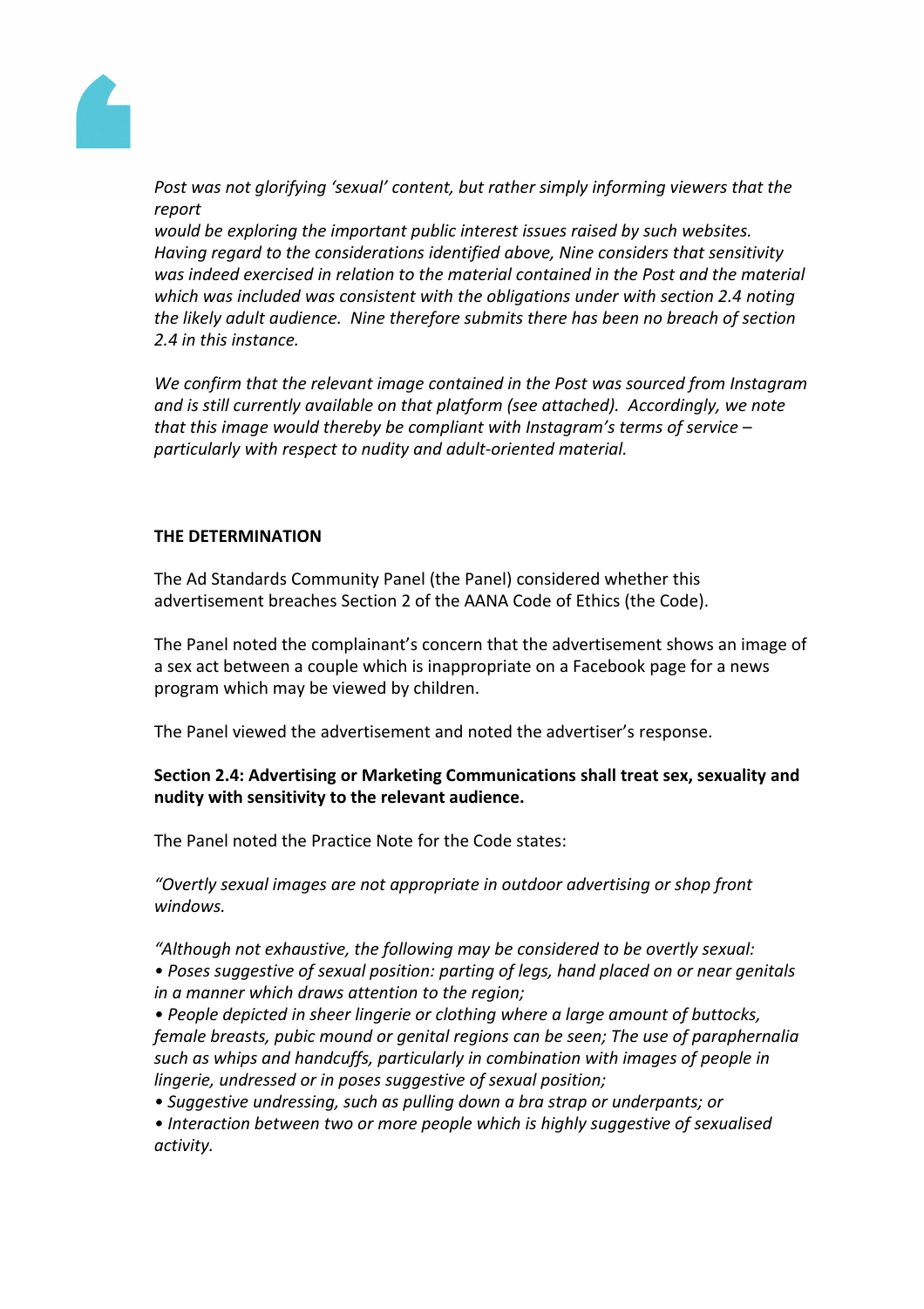*Post was not glorifying 'sexual' content, but rather simply informing viewers that the report would be exploring the important public interest issues raised by such websites. Having regard to the considerations identified above, Nine considers that sensitivity was indeed exercised in relation to the material contained in the Post and the material which was included was consistent with the obligations under with section 2.4 noting the likely adult audience. Nine therefore submits there has been no breach of section 2.4 in this instance.*

*We confirm that the relevant image contained in the Post was sourced from Instagram and is still currently available on that platform (see attached). Accordingly, we note that this image would thereby be compliant with Instagram's terms of service – particularly with respect to nudity and adult-oriented material.*

**THE DETERMINATION**

The Ad Standards Community Panel (the Panel) considered whether this advertisement breaches Section 2 of the AANA Code of Ethics (the Code).

The Panel noted the complainant's concern that the advertisement shows an image of a sex act between a couple which is inappropriate on a Facebook page for a news program which may be viewed by children.

The Panel viewed the advertisement and noted the advertiser's response.

**Section 2.4: Advertising or Marketing Communications shall treat sex, sexuality and nudity with sensitivity to the relevant audience.**

The Panel noted the Practice Note for the Code states:

*"Overtly sexual images are not appropriate in outdoor advertising or shop front windows.*

*"Although not exhaustive, the following may be considered to be overtly sexual:*
*• Poses suggestive of sexual position: parting of legs, hand placed on or near genitals in a manner which draws attention to the region;*
*• People depicted in sheer lingerie or clothing where a large amount of buttocks, female breasts, pubic mound or genital regions can be seen; The use of paraphernalia such as whips and handcuffs, particularly in combination with images of people in lingerie, undressed or in poses suggestive of sexual position;*
*• Suggestive undressing, such as pulling down a bra strap or underpants; or*
*• Interaction between two or more people which is highly suggestive of sexualised activity.*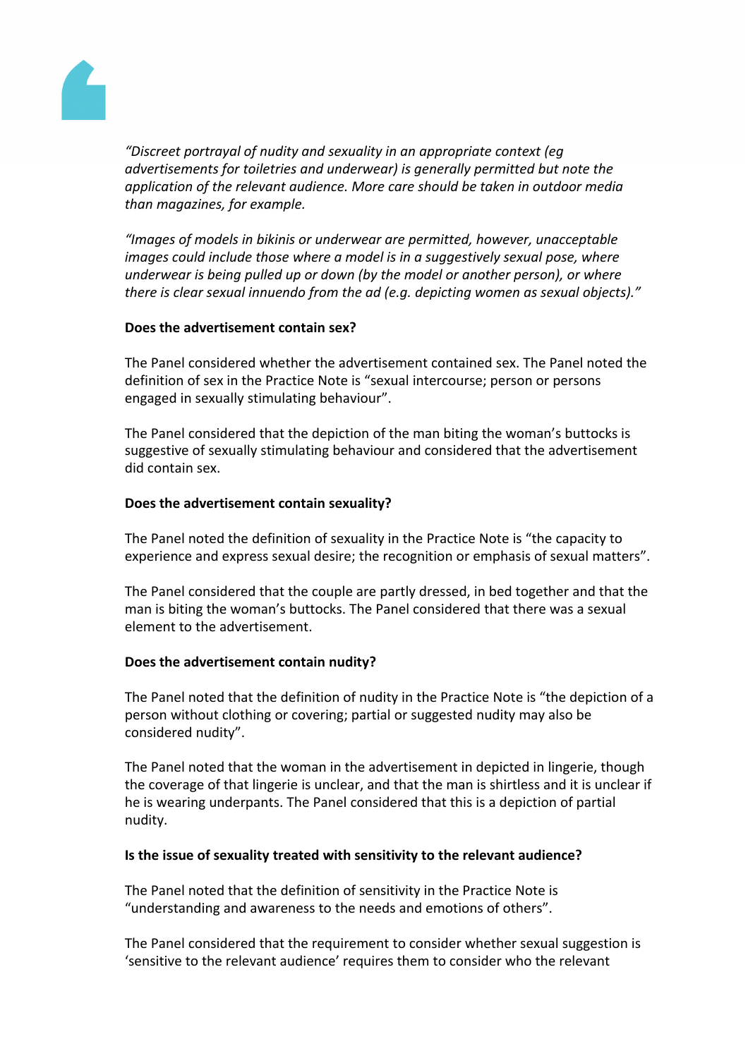*"Discreet portrayal of nudity and sexuality in an appropriate context (eg advertisements for toiletries and underwear) is generally permitted but note the application of the relevant audience. More care should be taken in outdoor media than magazines, for example.*

*"Images of models in bikinis or underwear are permitted, however, unacceptable images could include those where a model is in a suggestively sexual pose, where underwear is being pulled up or down (by the model or another person), or where there is clear sexual innuendo from the ad (e.g. depicting women as sexual objects)."*

**Does the advertisement contain sex?**

The Panel considered whether the advertisement contained sex. The Panel noted the definition of sex in the Practice Note is "sexual intercourse; person or persons engaged in sexually stimulating behaviour".

The Panel considered that the depiction of the man biting the woman's buttocks is suggestive of sexually stimulating behaviour and considered that the advertisement did contain sex.

**Does the advertisement contain sexuality?**

The Panel noted the definition of sexuality in the Practice Note is "the capacity to experience and express sexual desire; the recognition or emphasis of sexual matters".

The Panel considered that the couple are partly dressed, in bed together and that the man is biting the woman's buttocks. The Panel considered that there was a sexual element to the advertisement.

**Does the advertisement contain nudity?**

The Panel noted that the definition of nudity in the Practice Note is "the depiction of a person without clothing or covering; partial or suggested nudity may also be considered nudity".

The Panel noted that the woman in the advertisement in depicted in lingerie, though the coverage of that lingerie is unclear, and that the man is shirtless and it is unclear if he is wearing underpants. The Panel considered that this is a depiction of partial nudity.

**Is the issue of sexuality treated with sensitivity to the relevant audience?**

The Panel noted that the definition of sensitivity in the Practice Note is "understanding and awareness to the needs and emotions of others".

The Panel considered that the requirement to consider whether sexual suggestion is 'sensitive to the relevant audience' requires them to consider who the relevant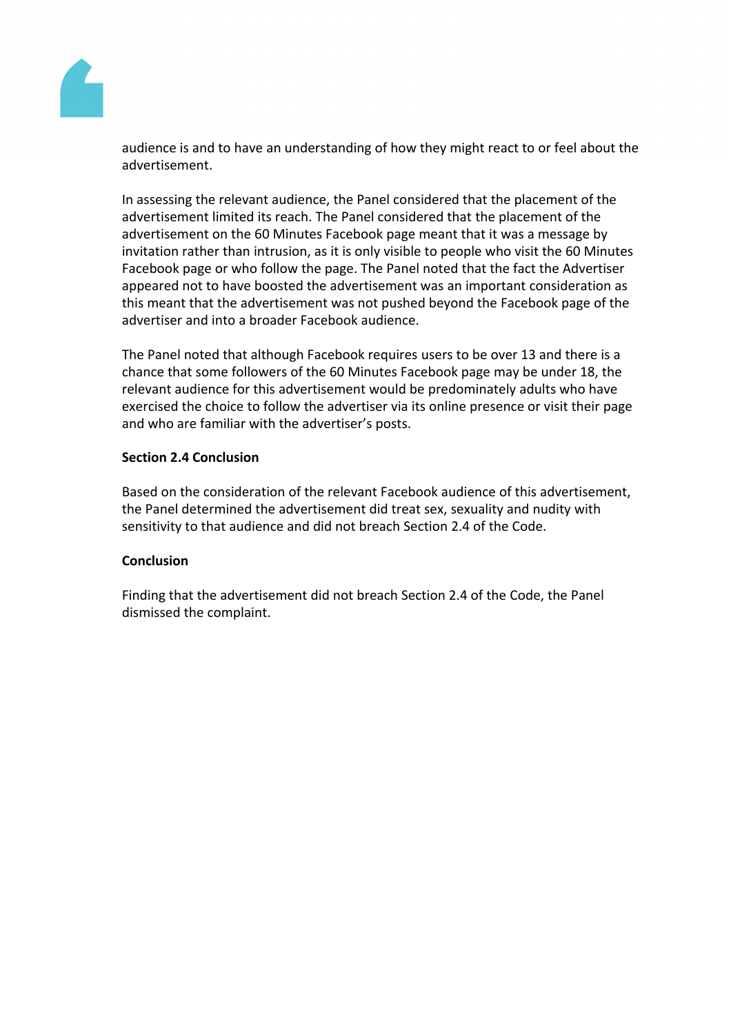audience is and to have an understanding of how they might react to or feel about the advertisement.

In assessing the relevant audience, the Panel considered that the placement of the advertisement limited its reach. The Panel considered that the placement of the advertisement on the 60 Minutes Facebook page meant that it was a message by invitation rather than intrusion, as it is only visible to people who visit the 60 Minutes Facebook page or who follow the page. The Panel noted that the fact the Advertiser appeared not to have boosted the advertisement was an important consideration as this meant that the advertisement was not pushed beyond the Facebook page of the advertiser and into a broader Facebook audience.

The Panel noted that although Facebook requires users to be over 13 and there is a chance that some followers of the 60 Minutes Facebook page may be under 18, the relevant audience for this advertisement would be predominately adults who have exercised the choice to follow the advertiser via its online presence or visit their page and who are familiar with the advertiser's posts.

**Section 2.4 Conclusion**

Based on the consideration of the relevant Facebook audience of this advertisement, the Panel determined the advertisement did treat sex, sexuality and nudity with sensitivity to that audience and did not breach Section 2.4 of the Code.

**Conclusion**

Finding that the advertisement did not breach Section 2.4 of the Code, the Panel dismissed the complaint.